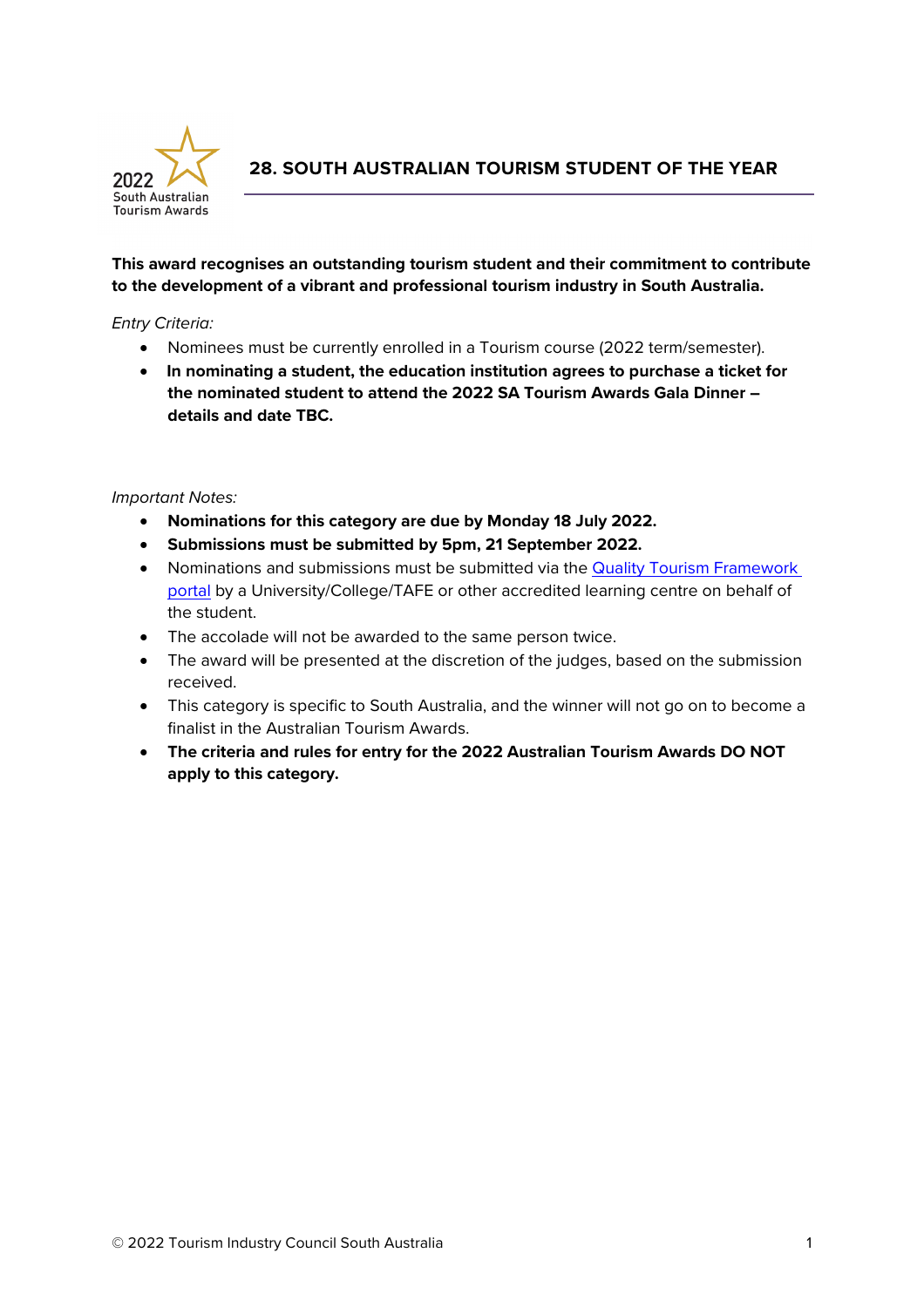2022 South Australian Tourism Awards

# 28. SOUTH AUSTRALIAN TOURISM STUDENT OF THE YEAR

**This award recognises an outstanding tourism student and their commitment to contribute to the development of a vibrant and professional tourism industry in South Australia.**

*Entry Criteria:*

- Nominees must be currently enrolled in a Tourism course (2022 term/semester).
- **In nominating a student, the education institution agrees to purchase a ticket for the nominated student to attend the 2022 SA Tourism Awards Gala Dinner – details and date TBC.**

*Important Notes:*

- **Nominations for this category are due by Monday 18 July 2022.**
- **Submissions must be submitted by 5pm, 21 September 2022.**
- Nominations and submissions must be submitted via the [Quality Tourism Framework portal]() by a University/College/TAFE or other accredited learning centre on behalf of the student.
- The accolade will not be awarded to the same person twice.
- The award will be presented at the discretion of the judges, based on the submission received.
- This category is specific to South Australia, and the winner will not go on to become a finalist in the Australian Tourism Awards.
- **The criteria and rules for entry for the 2022 Australian Tourism Awards DO NOT apply to this category.**

© 2022 Tourism Industry Council South Australia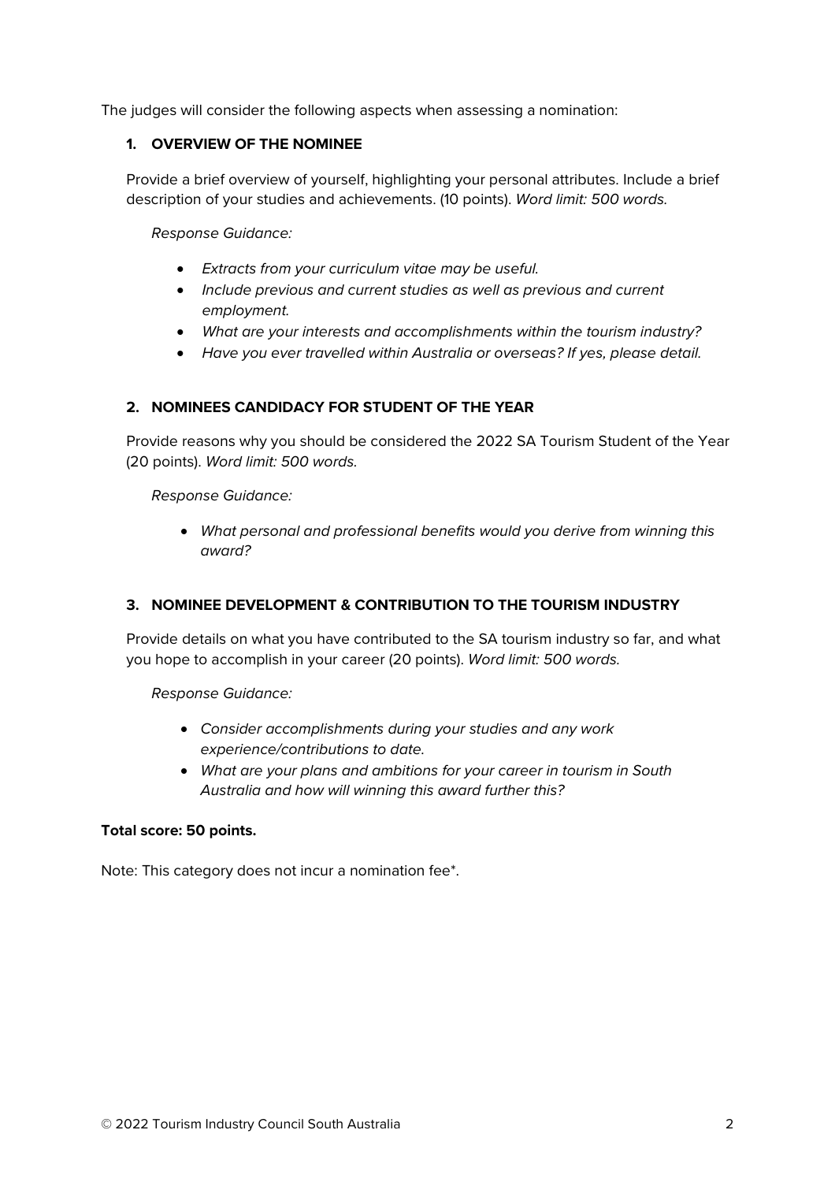The judges will consider the following aspects when assessing a nomination:

1. **OVERVIEW OF THE NOMINEE**

   Provide a brief overview of yourself, highlighting your personal attributes. Include a brief description of your studies and achievements. (10 points). *Word limit: 500 words.*

   *Response Guidance:*

   - *Extracts from your curriculum vitae may be useful.*
   - *Include previous and current studies as well as previous and current employment.*
   - *What are your interests and accomplishments within the tourism industry?*
   - *Have you ever travelled within Australia or overseas? If yes, please detail.*

2. **NOMINEES CANDIDACY FOR STUDENT OF THE YEAR**

   Provide reasons why you should be considered the 2022 SA Tourism Student of the Year (20 points). *Word limit: 500 words.*

   *Response Guidance:*

   - *What personal and professional benefits would you derive from winning this award?*

3. **NOMINEE DEVELOPMENT & CONTRIBUTION TO THE TOURISM INDUSTRY**

   Provide details on what you have contributed to the SA tourism industry so far, and what you hope to accomplish in your career (20 points). *Word limit: 500 words.*

   *Response Guidance:*

   - *Consider accomplishments during your studies and any work experience/contributions to date.*
   - *What are your plans and ambitions for your career in tourism in South Australia and how will winning this award further this?*

**Total score: 50 points.**

Note: This category does not incur a nomination fee*.